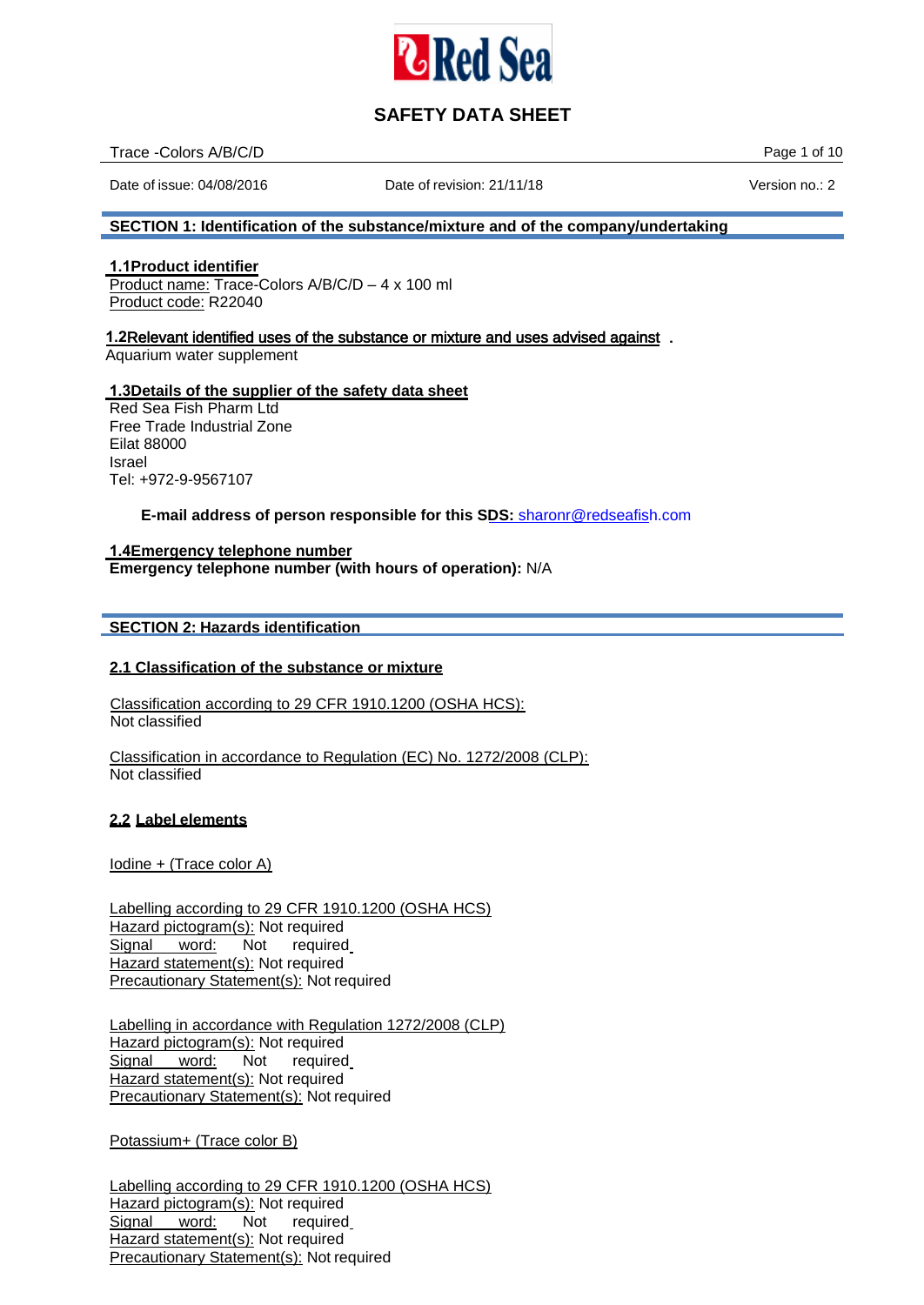# SAFETY DATA SHEET

Trace -Colors A/B/C/D

Date of issue: 04/08/2016 | Date of revision: 21/11/18 | Version no.: 2

## SECTION 1: Identification of the substance/mixture and of the company/undertaking

### 1.1Product identifier

Product name: Trace-Colors A/B/C/D – 4 x 100 ml
Product code: R22040

### 1.2Relevant identified uses of the substance or mixture and uses advised against .

Aquarium water supplement

### 1.3Details of the supplier of the safety data sheet

Red Sea Fish Pharm Ltd
Free Trade Industrial Zone
Eilat 88000
Israel
Tel: +972-9-9567107

**E-mail address of person responsible for this SDS:** sharonr@redseafish.com

### 1.4Emergency telephone number

**Emergency telephone number (with hours of operation):** N/A

## SECTION 2: Hazards identification

### 2.1 Classification of the substance or mixture

Classification according to 29 CFR 1910.1200 (OSHA HCS):
Not classified

Classification in accordance to Regulation (EC) No. 1272/2008 (CLP):
Not classified

### 2.2 Label elements

Iodine + (Trace color A)

Labelling according to 29 CFR 1910.1200 (OSHA HCS)
Hazard pictogram(s): Not required
Signal word: Not required
Hazard statement(s): Not required
Precautionary Statement(s): Not required

Labelling in accordance with Regulation 1272/2008 (CLP)
Hazard pictogram(s): Not required
Signal word: Not required
Hazard statement(s): Not required
Precautionary Statement(s): Not required

Potassium+ (Trace color B)

Labelling according to 29 CFR 1910.1200 (OSHA HCS)
Hazard pictogram(s): Not required
Signal word: Not required
Hazard statement(s): Not required
Precautionary Statement(s): Not required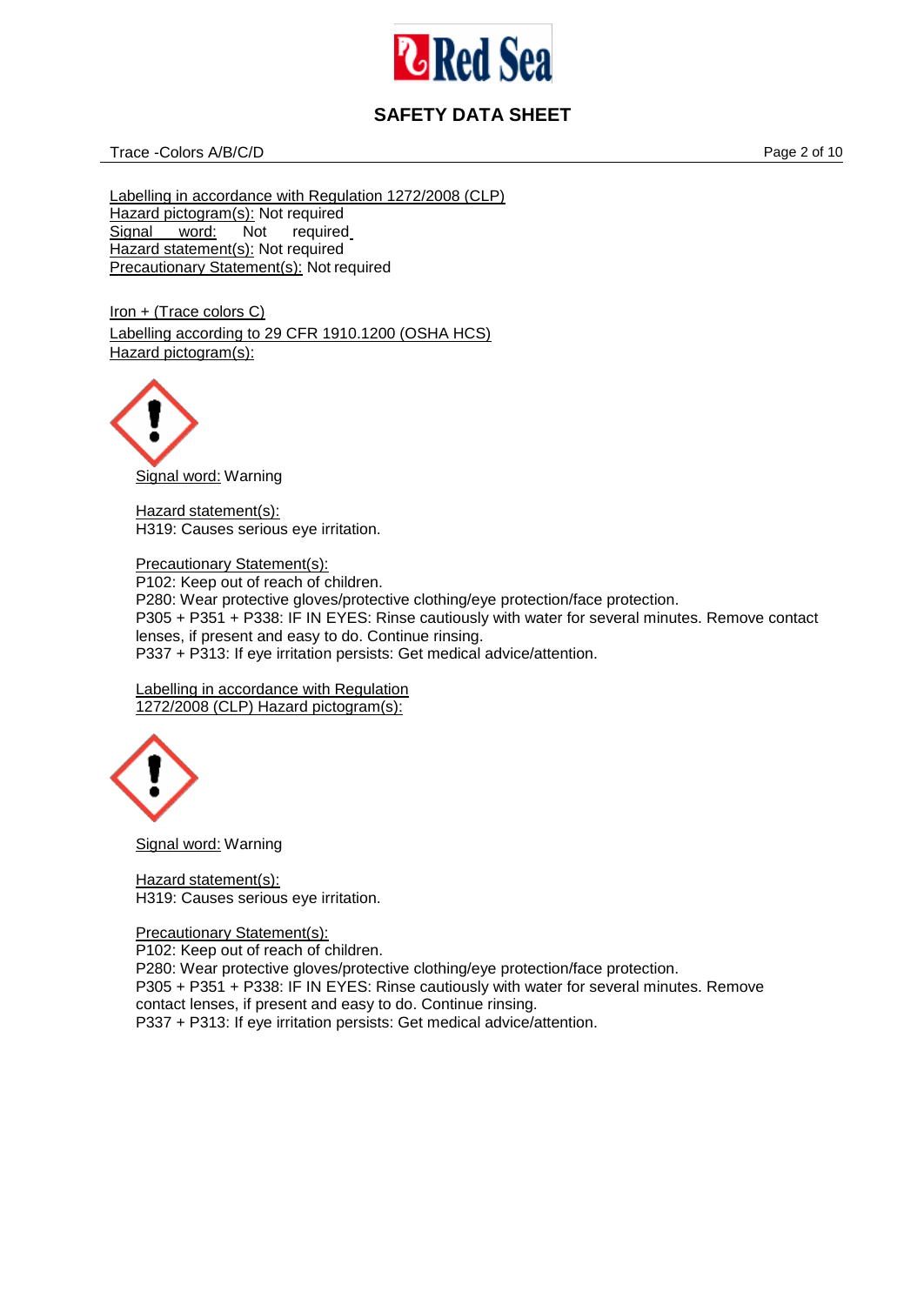Labelling in accordance with Regulation 1272/2008 (CLP)
Hazard pictogram(s): Not required
Signal word: Not required
Hazard statement(s): Not required
Precautionary Statement(s): Not required

Iron + (Trace colors C)
Labelling according to 29 CFR 1910.1200 (OSHA HCS)
Hazard pictogram(s):

Signal word: Warning

Hazard statement(s):
H319: Causes serious eye irritation.

Precautionary Statement(s):
P102: Keep out of reach of children.
P280: Wear protective gloves/protective clothing/eye protection/face protection.
P305 + P351 + P338: IF IN EYES: Rinse cautiously with water for several minutes. Remove contact lenses, if present and easy to do. Continue rinsing.
P337 + P313: If eye irritation persists: Get medical advice/attention.

Labelling in accordance with Regulation 1272/2008 (CLP) Hazard pictogram(s):

Signal word: Warning

Hazard statement(s):
H319: Causes serious eye irritation.

Precautionary Statement(s):
P102: Keep out of reach of children.
P280: Wear protective gloves/protective clothing/eye protection/face protection.
P305 + P351 + P338: IF IN EYES: Rinse cautiously with water for several minutes. Remove contact lenses, if present and easy to do. Continue rinsing.
P337 + P313: If eye irritation persists: Get medical advice/attention.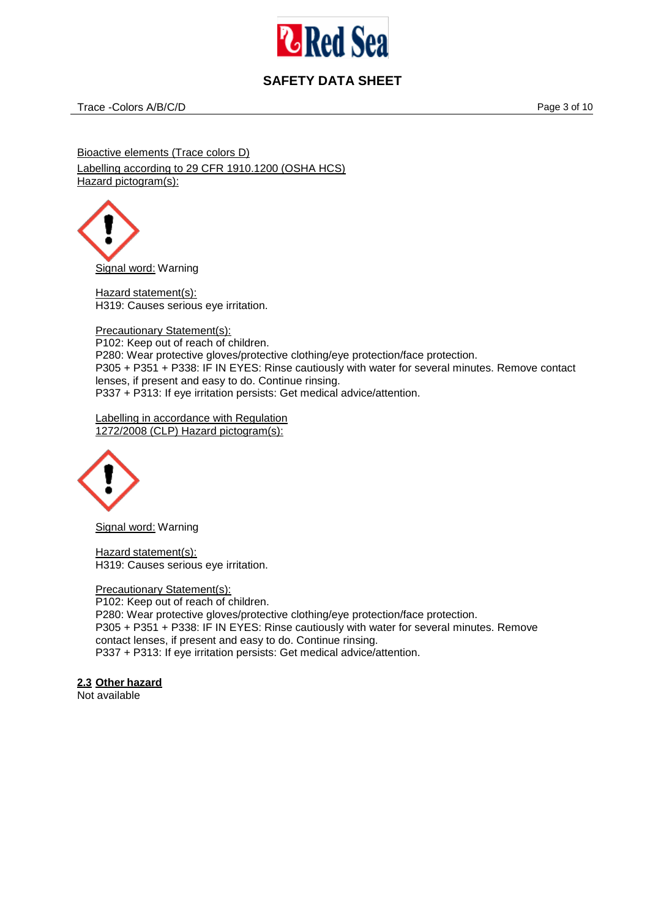<u>Bioactive elements (Trace colors D)</u>
<u>Labelling according to 29 CFR 1910.1200 (OSHA HCS)</u>
<u>Hazard pictogram(s):</u>

<u>Signal word:</u> Warning

<u>Hazard statement(s):</u>
H319: Causes serious eye irritation.

<u>Precautionary Statement(s):</u>
P102: Keep out of reach of children.
P280: Wear protective gloves/protective clothing/eye protection/face protection.
P305 + P351 + P338: IF IN EYES: Rinse cautiously with water for several minutes. Remove contact lenses, if present and easy to do. Continue rinsing.
P337 + P313: If eye irritation persists: Get medical advice/attention.

<u>Labelling in accordance with Regulation 1272/2008 (CLP) Hazard pictogram(s):</u>

<u>Signal word:</u> Warning

<u>Hazard statement(s):</u>
H319: Causes serious eye irritation.

<u>Precautionary Statement(s):</u>
P102: Keep out of reach of children.
P280: Wear protective gloves/protective clothing/eye protection/face protection.
P305 + P351 + P338: IF IN EYES: Rinse cautiously with water for several minutes. Remove contact lenses, if present and easy to do. Continue rinsing.
P337 + P313: If eye irritation persists: Get medical advice/attention.

### 2.3 Other hazard

Not available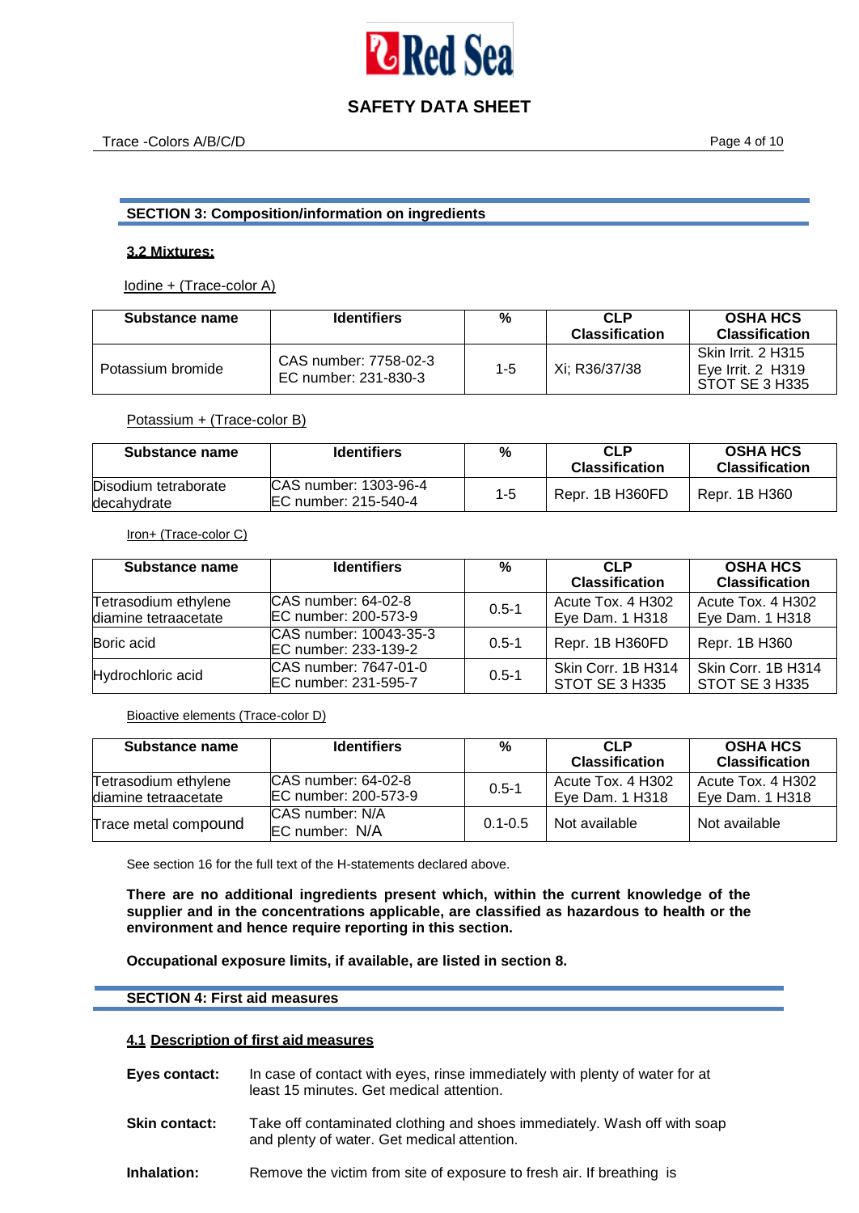## SECTION 3: Composition/information on ingredients

### 3.2 Mixtures:

Iodine + (Trace-color A)

| Substance name | Identifiers | % | CLP Classification | OSHA HCS Classification |
|---|---|---|---|---|
| Potassium bromide | CAS number: 7758-02-3<br>EC number: 231-830-3 | 1-5 | Xi; R36/37/38 | Skin Irrit. 2 H315<br>Eye Irrit. 2 H319<br>STOT SE 3 H335 |

Potassium + (Trace-color B)

| Substance name | Identifiers | % | CLP Classification | OSHA HCS Classification |
|---|---|---|---|---|
| Disodium tetraborate decahydrate | CAS number: 1303-96-4<br>EC number: 215-540-4 | 1-5 | Repr. 1B H360FD | Repr. 1B H360 |

Iron+ (Trace-color C)

| Substance name | Identifiers | % | CLP Classification | OSHA HCS Classification |
|---|---|---|---|---|
| Tetrasodium ethylene diamine tetraacetate | CAS number: 64-02-8<br>EC number: 200-573-9 | 0.5-1 | Acute Tox. 4 H302<br>Eye Dam. 1 H318 | Acute Tox. 4 H302<br>Eye Dam. 1 H318 |
| Boric acid | CAS number: 10043-35-3<br>EC number: 233-139-2 | 0.5-1 | Repr. 1B H360FD | Repr. 1B H360 |
| Hydrochloric acid | CAS number: 7647-01-0<br>EC number: 231-595-7 | 0.5-1 | Skin Corr. 1B H314<br>STOT SE 3 H335 | Skin Corr. 1B H314<br>STOT SE 3 H335 |

Bioactive elements (Trace-color D)

| Substance name | Identifiers | % | CLP Classification | OSHA HCS Classification |
|---|---|---|---|---|
| Tetrasodium ethylene diamine tetraacetate | CAS number: 64-02-8<br>EC number: 200-573-9 | 0.5-1 | Acute Tox. 4 H302<br>Eye Dam. 1 H318 | Acute Tox. 4 H302<br>Eye Dam. 1 H318 |
| Trace metal compound | CAS number: N/A<br>EC number: N/A | 0.1-0.5 | Not available | Not available |

See section 16 for the full text of the H-statements declared above.

**There are no additional ingredients present which, within the current knowledge of the supplier and in the concentrations applicable, are classified as hazardous to health or the environment and hence require reporting in this section.**

**Occupational exposure limits, if available, are listed in section 8.**

## SECTION 4: First aid measures

### 4.1 Description of first aid measures

**Eyes contact:** In case of contact with eyes, rinse immediately with plenty of water for at least 15 minutes. Get medical attention.

**Skin contact:** Take off contaminated clothing and shoes immediately. Wash off with soap and plenty of water. Get medical attention.

**Inhalation:** Remove the victim from site of exposure to fresh air. If breathing is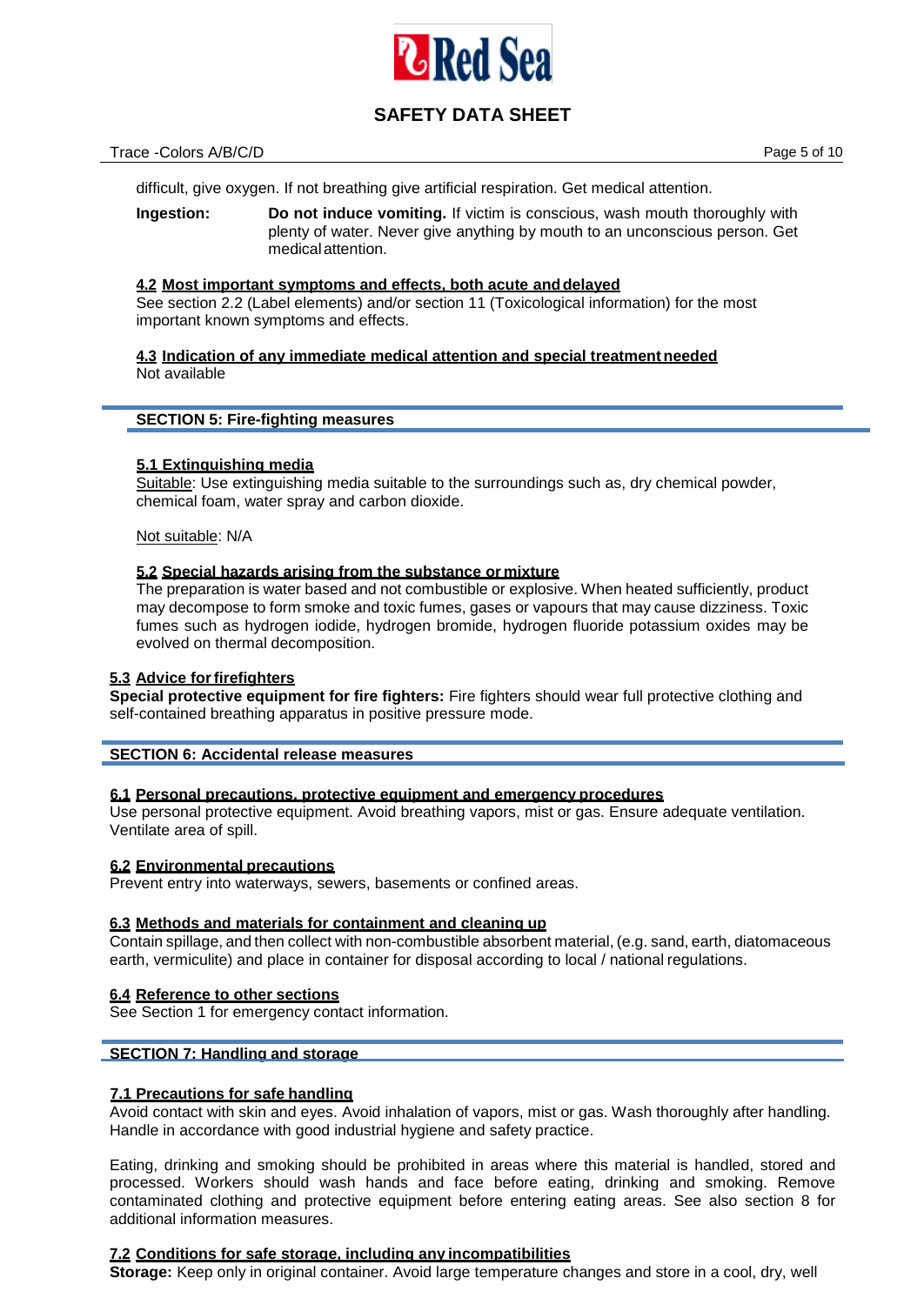difficult, give oxygen. If not breathing give artificial respiration. Get medical attention.

**Ingestion:** **Do not induce vomiting.** If victim is conscious, wash mouth thoroughly with plenty of water. Never give anything by mouth to an unconscious person. Get medical attention.

### 4.2 Most important symptoms and effects, both acute and delayed

See section 2.2 (Label elements) and/or section 11 (Toxicological information) for the most important known symptoms and effects.

### 4.3 Indication of any immediate medical attention and special treatment needed

Not available

## SECTION 5: Fire-fighting measures

### 5.1 Extinguishing media

Suitable: Use extinguishing media suitable to the surroundings such as, dry chemical powder, chemical foam, water spray and carbon dioxide.

Not suitable: N/A

### 5.2 Special hazards arising from the substance or mixture

The preparation is water based and not combustible or explosive. When heated sufficiently, product may decompose to form smoke and toxic fumes, gases or vapours that may cause dizziness. Toxic fumes such as hydrogen iodide, hydrogen bromide, hydrogen fluoride potassium oxides may be evolved on thermal decomposition.

### 5.3 Advice for firefighters

**Special protective equipment for fire fighters:** Fire fighters should wear full protective clothing and self-contained breathing apparatus in positive pressure mode.

## SECTION 6: Accidental release measures

### 6.1 Personal precautions, protective equipment and emergency procedures

Use personal protective equipment. Avoid breathing vapors, mist or gas. Ensure adequate ventilation. Ventilate area of spill.

### 6.2 Environmental precautions

Prevent entry into waterways, sewers, basements or confined areas.

### 6.3 Methods and materials for containment and cleaning up

Contain spillage, and then collect with non-combustible absorbent material, (e.g. sand, earth, diatomaceous earth, vermiculite) and place in container for disposal according to local / national regulations.

### 6.4 Reference to other sections

See Section 1 for emergency contact information.

## SECTION 7: Handling and storage

### 7.1 Precautions for safe handling

Avoid contact with skin and eyes. Avoid inhalation of vapors, mist or gas. Wash thoroughly after handling. Handle in accordance with good industrial hygiene and safety practice.

Eating, drinking and smoking should be prohibited in areas where this material is handled, stored and processed. Workers should wash hands and face before eating, drinking and smoking. Remove contaminated clothing and protective equipment before entering eating areas. See also section 8 for additional information measures.

### 7.2 Conditions for safe storage, including any incompatibilities

**Storage:** Keep only in original container. Avoid large temperature changes and store in a cool, dry, well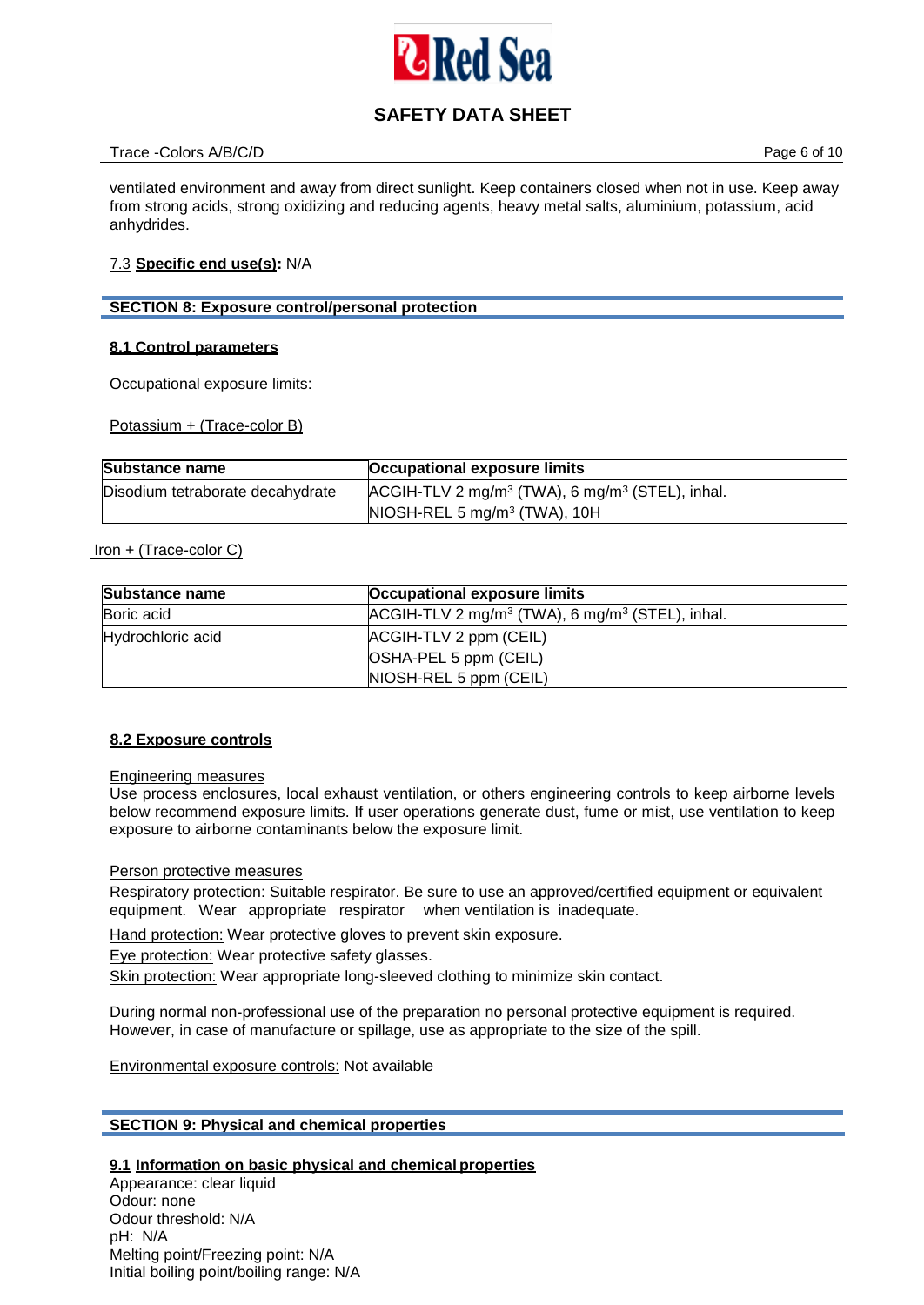ventilated environment and away from direct sunlight. Keep containers closed when not in use. Keep away from strong acids, strong oxidizing and reducing agents, heavy metal salts, aluminium, potassium, acid anhydrides.

7.3 **Specific end use(s):** N/A

## SECTION 8: Exposure control/personal protection

### 8.1 Control parameters

Occupational exposure limits:

Potassium + (Trace-color B)

| Substance name | Occupational exposure limits |
| --- | --- |
| Disodium tetraborate decahydrate | ACGIH-TLV 2 $mg/m^3$ (TWA), 6 $mg/m^3$ (STEL), inhal.<br>NIOSH-REL 5 $mg/m^3$ (TWA), 10H |

Iron + (Trace-color C)

| Substance name | Occupational exposure limits |
| --- | --- |
| Boric acid | ACGIH-TLV 2 $mg/m^3$ (TWA), 6 $mg/m^3$ (STEL), inhal. |
| Hydrochloric acid | ACGIH-TLV 2 ppm (CEIL)<br>OSHA-PEL 5 ppm (CEIL)<br>NIOSH-REL 5 ppm (CEIL) |

### 8.2 Exposure controls

Engineering measures

Use process enclosures, local exhaust ventilation, or others engineering controls to keep airborne levels below recommend exposure limits. If user operations generate dust, fume or mist, use ventilation to keep exposure to airborne contaminants below the exposure limit.

Person protective measures

Respiratory protection: Suitable respirator. Be sure to use an approved/certified equipment or equivalent equipment. Wear appropriate respirator when ventilation is inadequate.

Hand protection: Wear protective gloves to prevent skin exposure.

Eye protection: Wear protective safety glasses.

Skin protection: Wear appropriate long-sleeved clothing to minimize skin contact.

During normal non-professional use of the preparation no personal protective equipment is required. However, in case of manufacture or spillage, use as appropriate to the size of the spill.

Environmental exposure controls: Not available

## SECTION 9: Physical and chemical properties

### 9.1 Information on basic physical and chemical properties

Appearance: clear liquid
Odour: none
Odour threshold: N/A
pH: N/A
Melting point/Freezing point: N/A
Initial boiling point/boiling range: N/A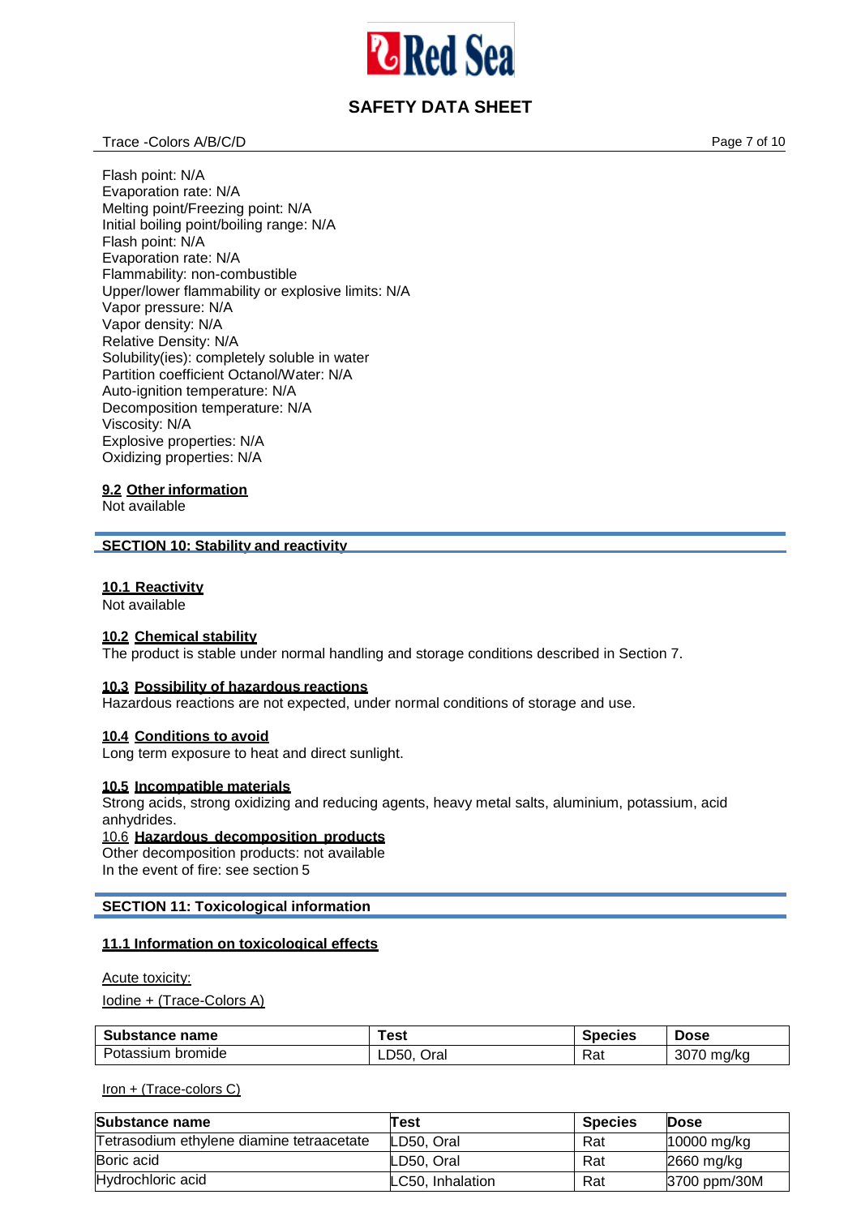Flash point: N/A
Evaporation rate: N/A
Melting point/Freezing point: N/A
Initial boiling point/boiling range: N/A
Flash point: N/A
Evaporation rate: N/A
Flammability: non-combustible
Upper/lower flammability or explosive limits: N/A
Vapor pressure: N/A
Vapor density: N/A
Relative Density: N/A
Solubility(ies): completely soluble in water
Partition coefficient Octanol/Water: N/A
Auto-ignition temperature: N/A
Decomposition temperature: N/A
Viscosity: N/A
Explosive properties: N/A
Oxidizing properties: N/A

**9.2 Other information**
Not available

## SECTION 10: Stability and reactivity

**10.1 Reactivity**
Not available

**10.2 Chemical stability**
The product is stable under normal handling and storage conditions described in Section 7.

**10.3 Possibility of hazardous reactions**
Hazardous reactions are not expected, under normal conditions of storage and use.

**10.4 Conditions to avoid**
Long term exposure to heat and direct sunlight.

**10.5 Incompatible materials**
Strong acids, strong oxidizing and reducing agents, heavy metal salts, aluminium, potassium, acid anhydrides.

10.6 **Hazardous decomposition products**
Other decomposition products: not available
In the event of fire: see section 5

## SECTION 11: Toxicological information

**11.1 Information on toxicological effects**

Acute toxicity:

Iodine + (Trace-Colors A)

| Substance name | Test | Species | Dose |
|---|---|---|---|
| Potassium bromide | LD50, Oral | Rat | 3070 mg/kg |

Iron + (Trace-colors C)

| Substance name | Test | Species | Dose |
|---|---|---|---|
| Tetrasodium ethylene diamine tetraacetate | LD50, Oral | Rat | 10000 mg/kg |
| Boric acid | LD50, Oral | Rat | 2660 mg/kg |
| Hydrochloric acid | LC50, Inhalation | Rat | 3700 ppm/30M |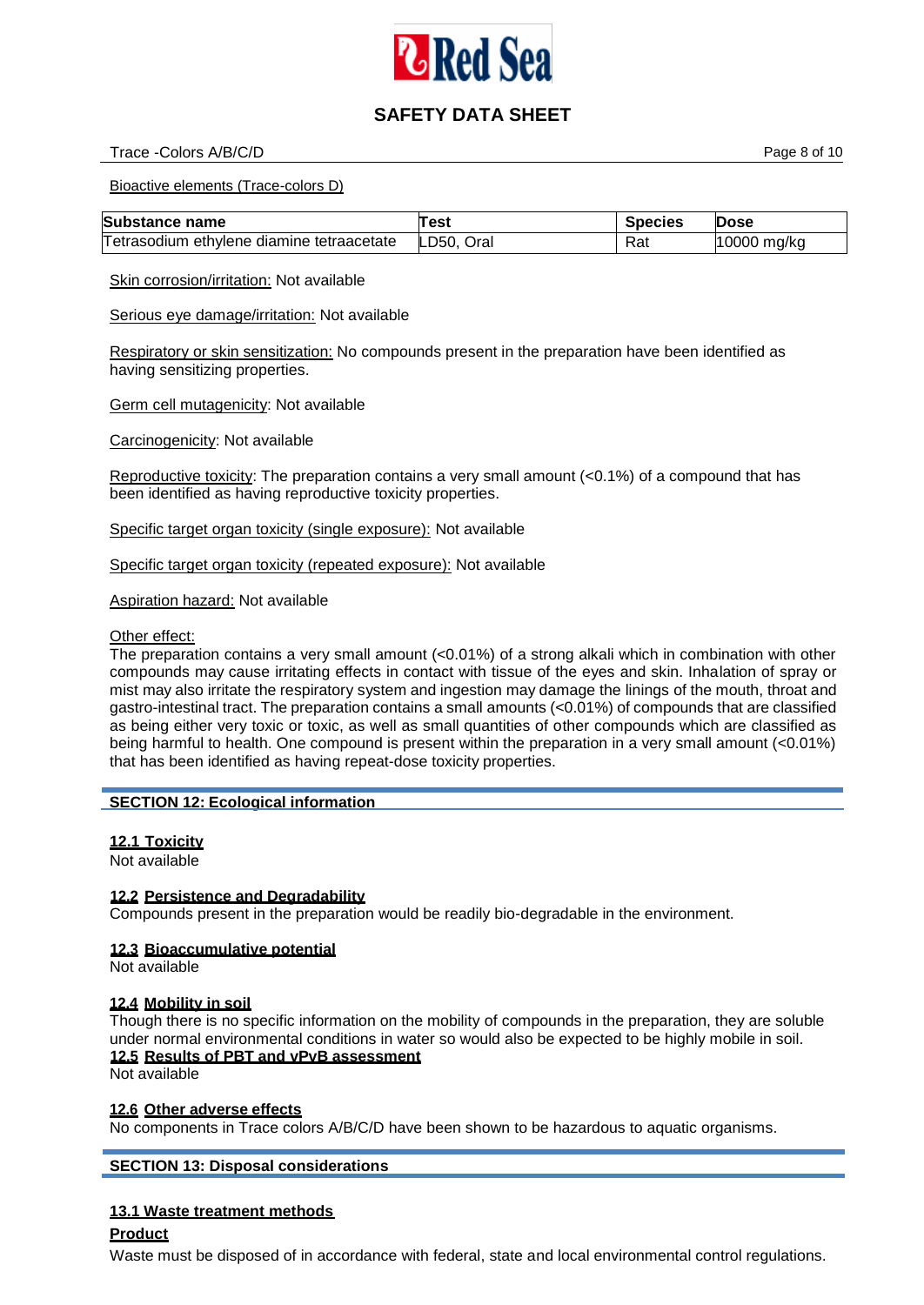Bioactive elements (Trace-colors D)

| Substance name | Test | Species | Dose |
| --- | --- | --- | --- |
| Tetrasodium ethylene diamine tetraacetate | LD50, Oral | Rat | 10000 mg/kg |

Skin corrosion/irritation: Not available

Serious eye damage/irritation: Not available

Respiratory or skin sensitization: No compounds present in the preparation have been identified as having sensitizing properties.

Germ cell mutagenicity: Not available

Carcinogenicity: Not available

Reproductive toxicity: The preparation contains a very small amount (<0.1%) of a compound that has been identified as having reproductive toxicity properties.

Specific target organ toxicity (single exposure): Not available

Specific target organ toxicity (repeated exposure): Not available

Aspiration hazard: Not available

Other effect:
The preparation contains a very small amount (<0.01%) of a strong alkali which in combination with other compounds may cause irritating effects in contact with tissue of the eyes and skin. Inhalation of spray or mist may also irritate the respiratory system and ingestion may damage the linings of the mouth, throat and gastro-intestinal tract. The preparation contains a small amounts (<0.01%) of compounds that are classified as being either very toxic or toxic, as well as small quantities of other compounds which are classified as being harmful to health. One compound is present within the preparation in a very small amount (<0.01%) that has been identified as having repeat-dose toxicity properties.

## SECTION 12: Ecological information

### 12.1 Toxicity
Not available

### 12.2 Persistence and Degradability
Compounds present in the preparation would be readily bio-degradable in the environment.

### 12.3 Bioaccumulative potential
Not available

### 12.4 Mobility in soil
Though there is no specific information on the mobility of compounds in the preparation, they are soluble under normal environmental conditions in water so would also be expected to be highly mobile in soil.

### 12.5 Results of PBT and vPvB assessment
Not available

### 12.6 Other adverse effects
No components in Trace colors A/B/C/D have been shown to be hazardous to aquatic organisms.

## SECTION 13: Disposal considerations

### 13.1 Waste treatment methods

**Product**

Waste must be disposed of in accordance with federal, state and local environmental control regulations.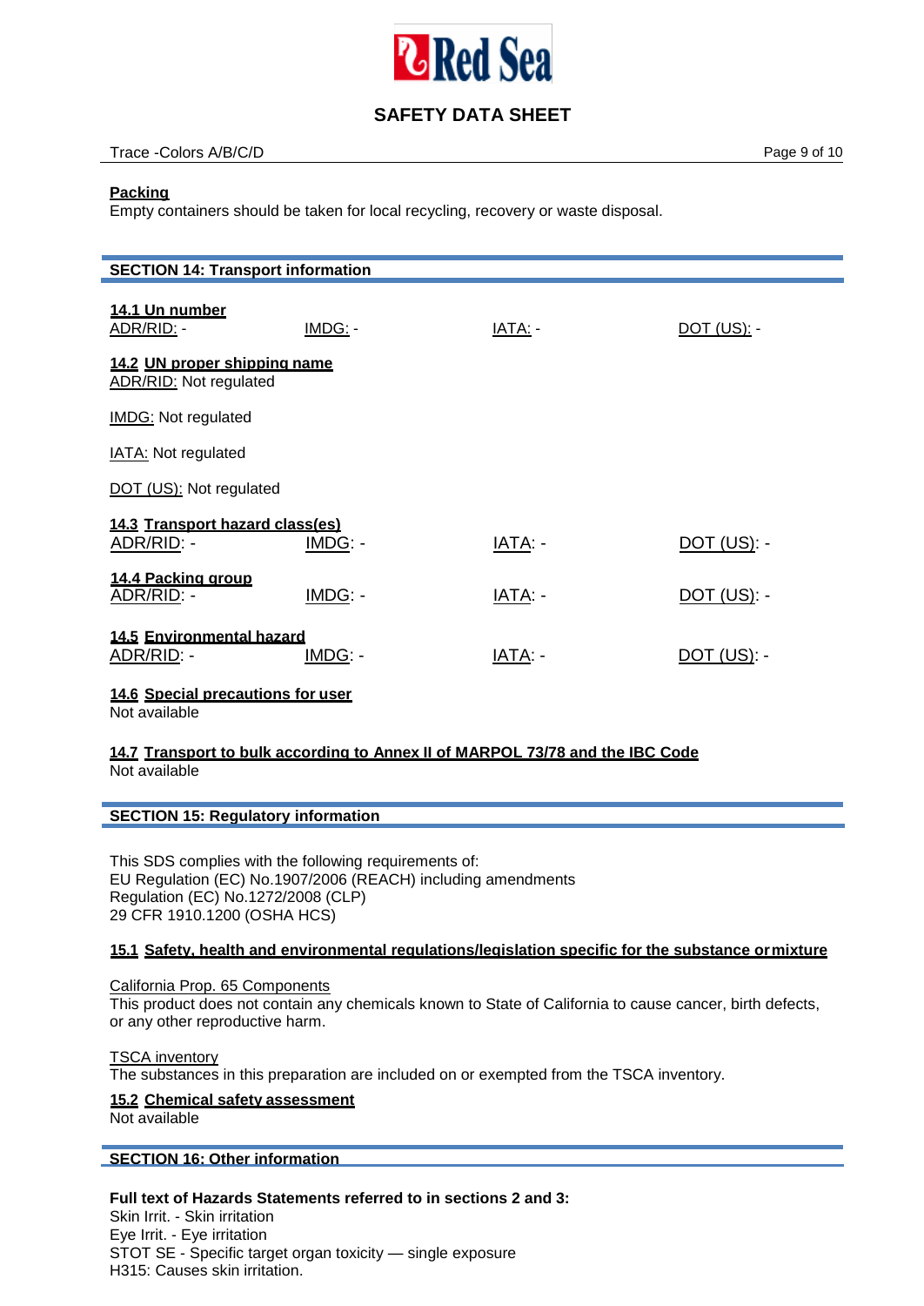**Packing**
Empty containers should be taken for local recycling, recovery or waste disposal.

## SECTION 14: Transport information

**14.1 Un number**

| ADR/RID: - | IMDG: - | IATA: - | DOT (US): - |
|---|---|---|---|

**14.2 UN proper shipping name**
ADR/RID: Not regulated

IMDG: Not regulated

IATA: Not regulated

DOT (US): Not regulated

**14.3 Transport hazard class(es)**

| ADR/RID: - | IMDG: - | IATA: - | DOT (US): - |
|---|---|---|---|

**14.4 Packing group**

| ADR/RID: - | IMDG: - | IATA: - | DOT (US): - |
|---|---|---|---|

**14.5 Environmental hazard**

| ADR/RID: - | IMDG: - | IATA: - | DOT (US): - |
|---|---|---|---|

**14.6 Special precautions for user**
Not available

**14.7 Transport to bulk according to Annex II of MARPOL 73/78 and the IBC Code**
Not available

## SECTION 15: Regulatory information

This SDS complies with the following requirements of:
EU Regulation (EC) No.1907/2006 (REACH) including amendments
Regulation (EC) No.1272/2008 (CLP)
29 CFR 1910.1200 (OSHA HCS)

**15.1 Safety, health and environmental regulations/legislation specific for the substance or mixture**

California Prop. 65 Components
This product does not contain any chemicals known to State of California to cause cancer, birth defects, or any other reproductive harm.

TSCA inventory
The substances in this preparation are included on or exempted from the TSCA inventory.

**15.2 Chemical safety assessment**
Not available

## SECTION 16: Other information

**Full text of Hazards Statements referred to in sections 2 and 3:**
Skin Irrit. - Skin irritation
Eye Irrit. - Eye irritation
STOT SE - Specific target organ toxicity — single exposure
H315: Causes skin irritation.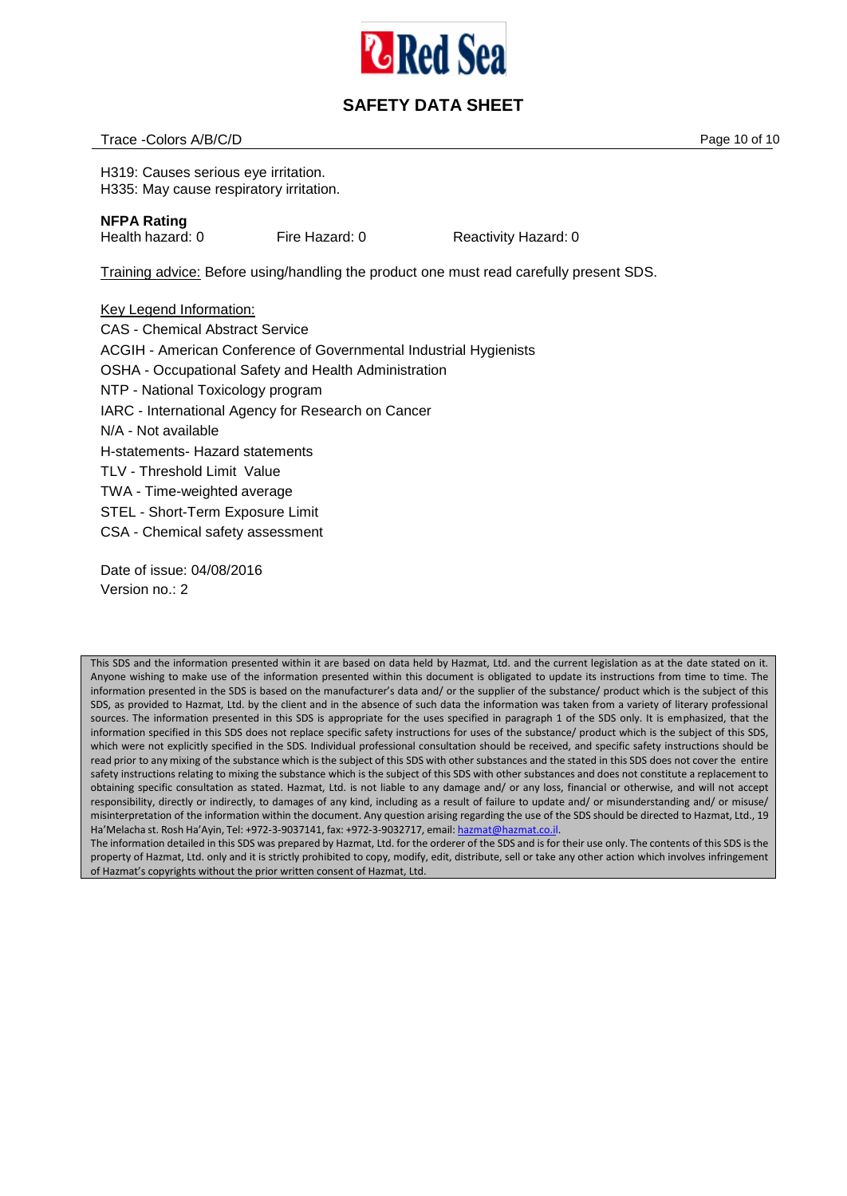H319: Causes serious eye irritation.
H335: May cause respiratory irritation.

**NFPA Rating**

Health hazard: 0 Fire Hazard: 0 Reactivity Hazard: 0

Training advice: Before using/handling the product one must read carefully present SDS.

Key Legend Information:

CAS - Chemical Abstract Service
ACGIH - American Conference of Governmental Industrial Hygienists
OSHA - Occupational Safety and Health Administration
NTP - National Toxicology program
IARC - International Agency for Research on Cancer
N/A - Not available
H-statements- Hazard statements
TLV - Threshold Limit Value
TWA - Time-weighted average
STEL - Short-Term Exposure Limit
CSA - Chemical safety assessment

Date of issue: 04/08/2016
Version no.: 2

This SDS and the information presented within it are based on data held by Hazmat, Ltd. and the current legislation as at the date stated on it. Anyone wishing to make use of the information presented within this document is obligated to update its instructions from time to time. The information presented in the SDS is based on the manufacturer's data and/ or the supplier of the substance/ product which is the subject of this SDS, as provided to Hazmat, Ltd. by the client and in the absence of such data the information was taken from a variety of literary professional sources. The information presented in this SDS is appropriate for the uses specified in paragraph 1 of the SDS only. It is emphasized, that the information specified in this SDS does not replace specific safety instructions for uses of the substance/ product which is the subject of this SDS, which were not explicitly specified in the SDS. Individual professional consultation should be received, and specific safety instructions should be read prior to any mixing of the substance which is the subject of this SDS with other substances and the stated in this SDS does not cover the entire safety instructions relating to mixing the substance which is the subject of this SDS with other substances and does not constitute a replacement to obtaining specific consultation as stated. Hazmat, Ltd. is not liable to any damage and/ or any loss, financial or otherwise, and will not accept responsibility, directly or indirectly, to damages of any kind, including as a result of failure to update and/ or misunderstanding and/ or misuse/ misinterpretation of the information within the document. Any question arising regarding the use of the SDS should be directed to Hazmat, Ltd., 19 Ha'Melacha st. Rosh Ha'Ayin, Tel: +972-3-9037141, fax: +972-3-9032717, email: hazmat@hazmat.co.il.
The information detailed in this SDS was prepared by Hazmat, Ltd. for the orderer of the SDS and is for their use only. The contents of this SDS is the property of Hazmat, Ltd. only and it is strictly prohibited to copy, modify, edit, distribute, sell or take any other action which involves infringement of Hazmat's copyrights without the prior written consent of Hazmat, Ltd.